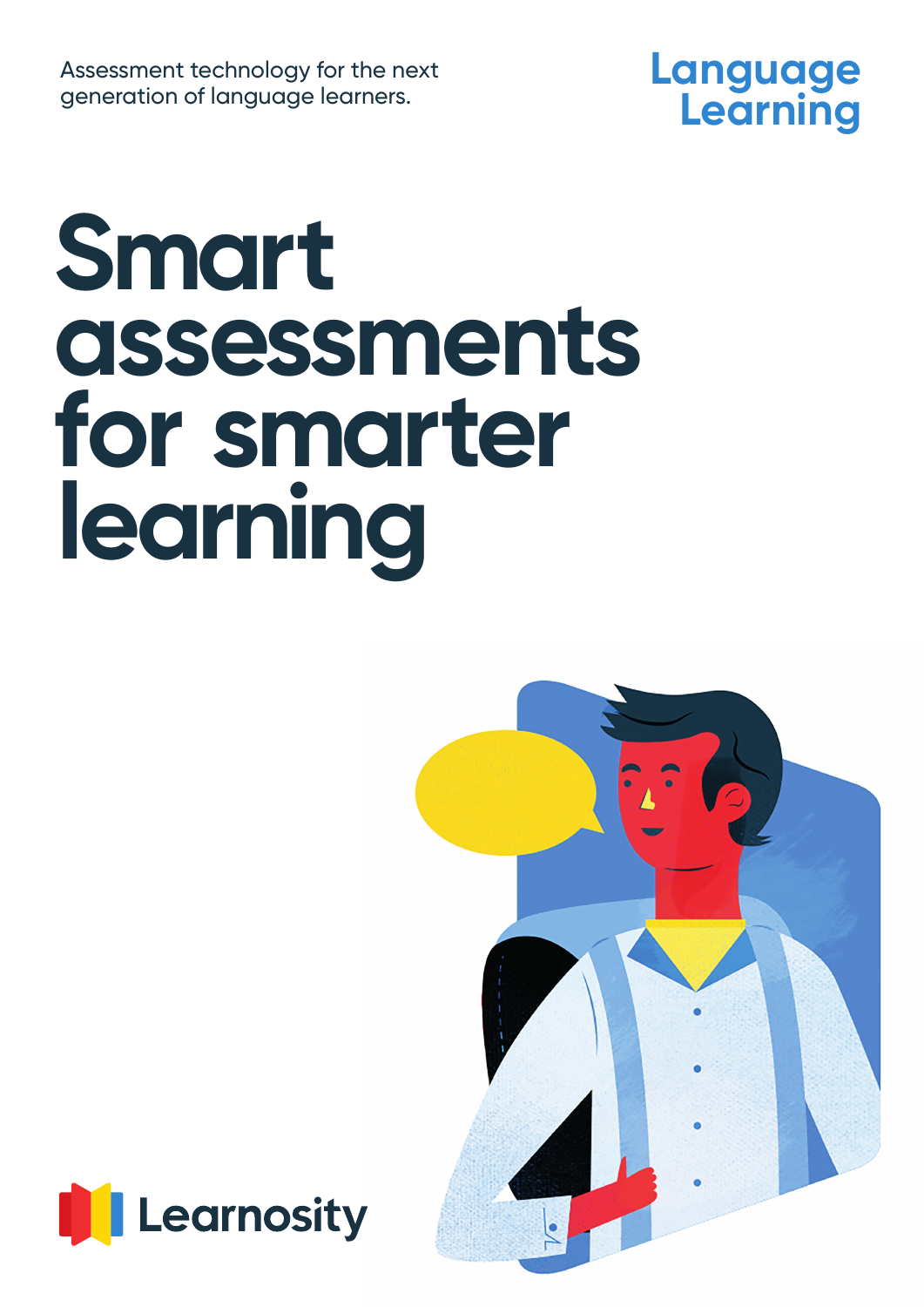Assessment technology for the next generation of language learners.

Language Learning

# Smart assessments for smarter learning

Learnosity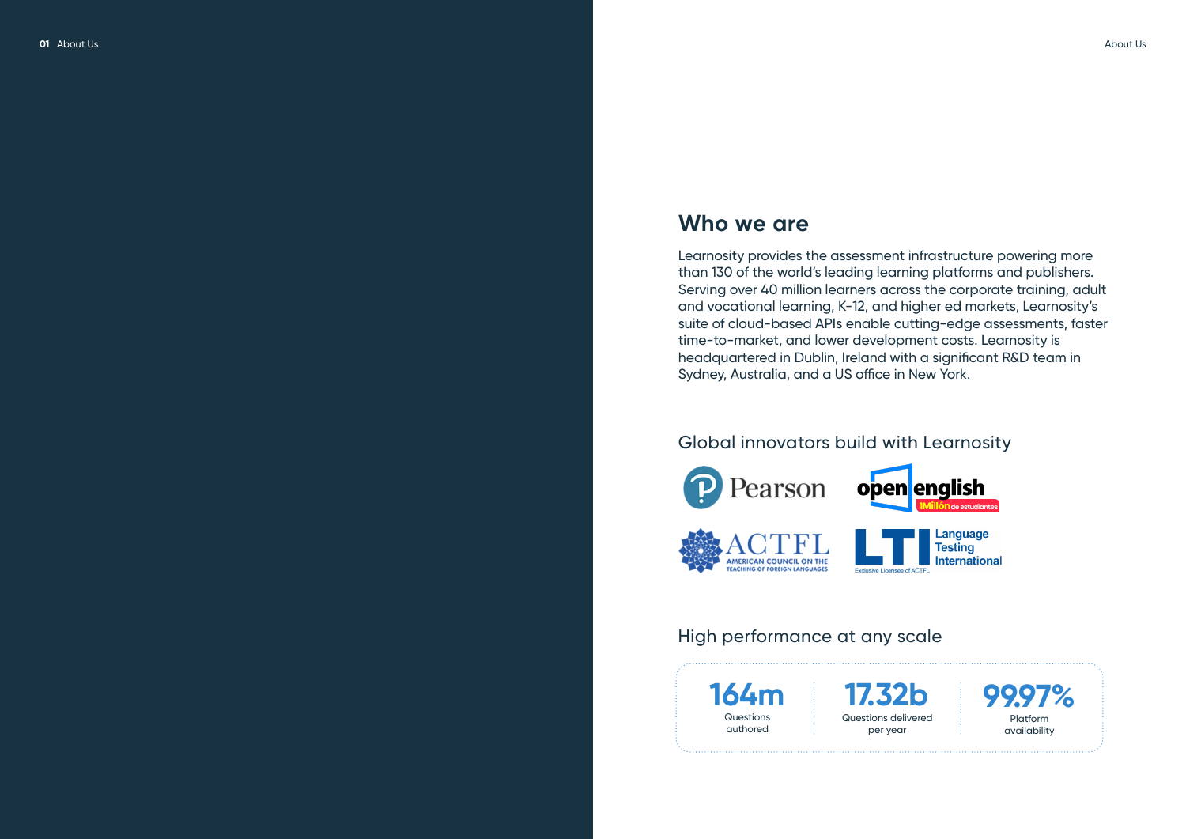## Who we are

Learnosity provides the assessment infrastructure powering more than 130 of the world's leading learning platforms and publishers. Serving over 40 million learners across the corporate training, adult and vocational learning, K-12, and higher ed markets, Learnosity's suite of cloud-based APIs enable cutting-edge assessments, faster time-to-market, and lower development costs. Learnosity is headquartered in Dublin, Ireland with a significant R&D team in Sydney, Australia, and a US office in New York.

### Global innovators build with Learnosity

Pearson

open english 1Millón de estudiantes

ACTFL AMERICAN COUNCIL ON THE TEACHING OF FOREIGN LANGUAGES

LTI Language Testing International Exclusive Licensee of ACTFL

### High performance at any scale

**164m**
Questions authored

**17.32b**
Questions delivered per year

**99.97%**
Platform availability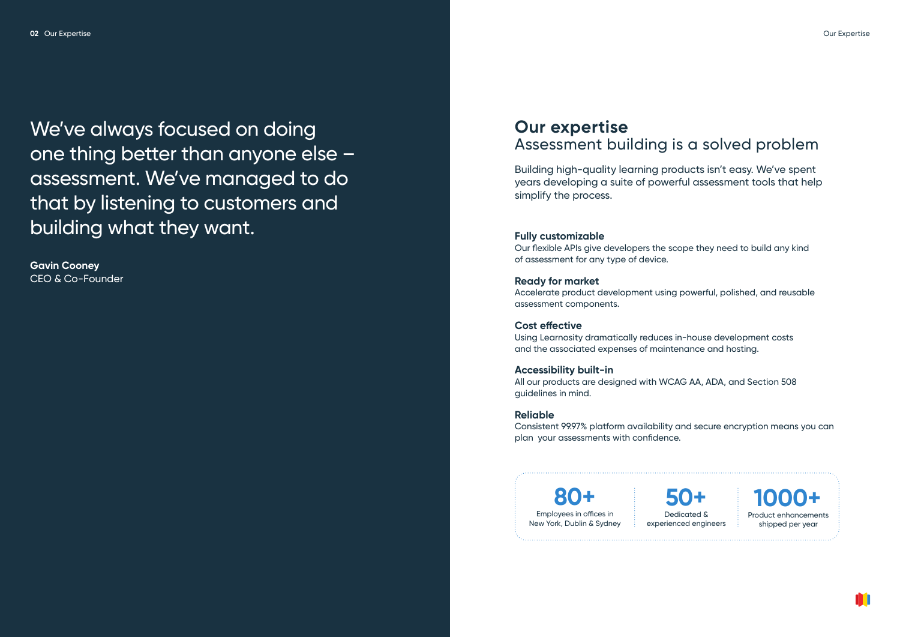We've always focused on doing one thing better than anyone else – assessment. We've managed to do that by listening to customers and building what they want.

**Gavin Cooney**
CEO & Co-Founder

## Our expertise

### Assessment building is a solved problem

Building high-quality learning products isn't easy. We've spent years developing a suite of powerful assessment tools that help simplify the process.

**Fully customizable**
Our flexible APIs give developers the scope they need to build any kind of assessment for any type of device.

**Ready for market**
Accelerate product development using powerful, polished, and reusable assessment components.

**Cost effective**
Using Learnosity dramatically reduces in-house development costs and the associated expenses of maintenance and hosting.

**Accessibility built-in**
All our products are designed with WCAG AA, ADA, and Section 508 guidelines in mind.

**Reliable**
Consistent 99.97% platform availability and secure encryption means you can plan your assessments with confidence.

**80+**
Employees in offices in New York, Dublin & Sydney

**50+**
Dedicated & experienced engineers

**1000+**
Product enhancements shipped per year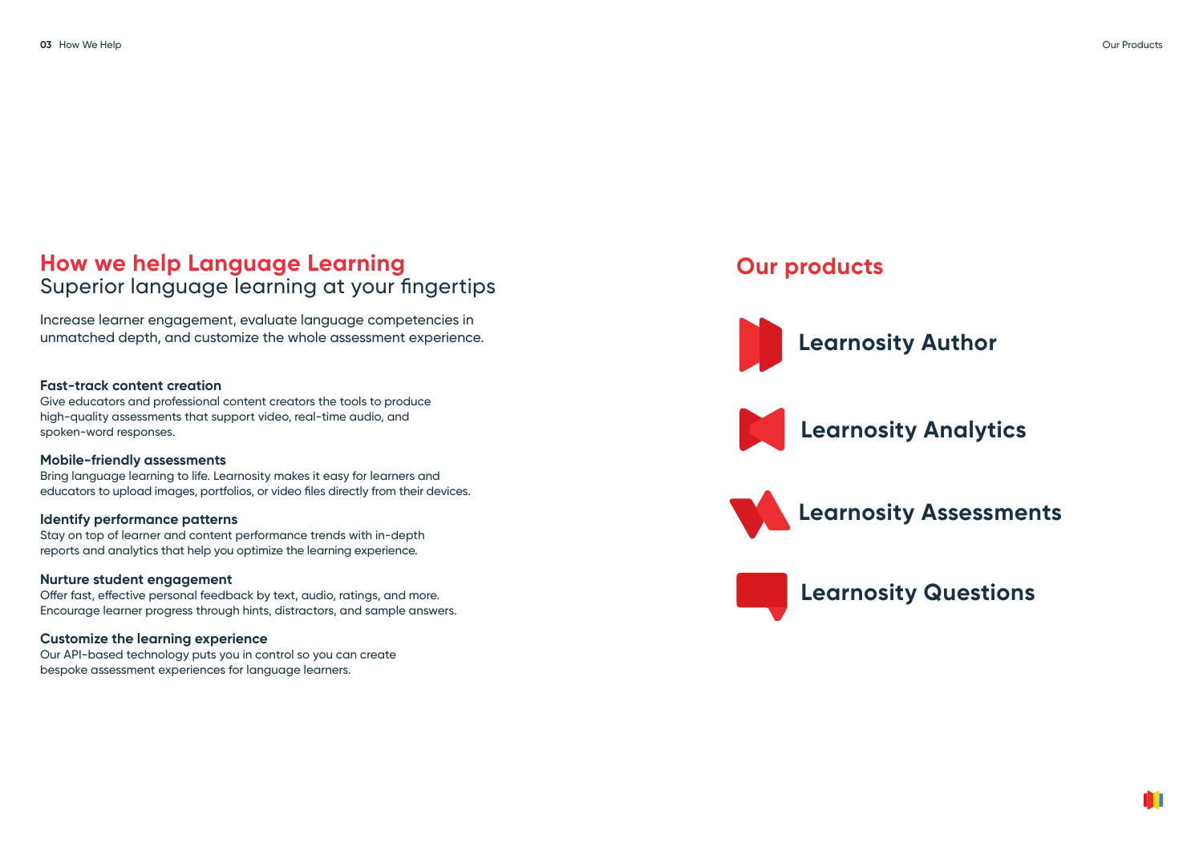# How we help Language Learning

## Superior language learning at your fingertips

Increase learner engagement, evaluate language competencies in unmatched depth, and customize the whole assessment experience.

**Fast-track content creation**
Give educators and professional content creators the tools to produce high-quality assessments that support video, real-time audio, and spoken-word responses.

**Mobile-friendly assessments**
Bring language learning to life. Learnosity makes it easy for learners and educators to upload images, portfolios, or video files directly from their devices.

**Identify performance patterns**
Stay on top of learner and content performance trends with in-depth reports and analytics that help you optimize the learning experience.

**Nurture student engagement**
Offer fast, effective personal feedback by text, audio, ratings, and more. Encourage learner progress through hints, distractors, and sample answers.

**Customize the learning experience**
Our API-based technology puts you in control so you can create bespoke assessment experiences for language learners.

# Our products

**Learnosity Author**

**Learnosity Analytics**

**Learnosity Assessments**

**Learnosity Questions**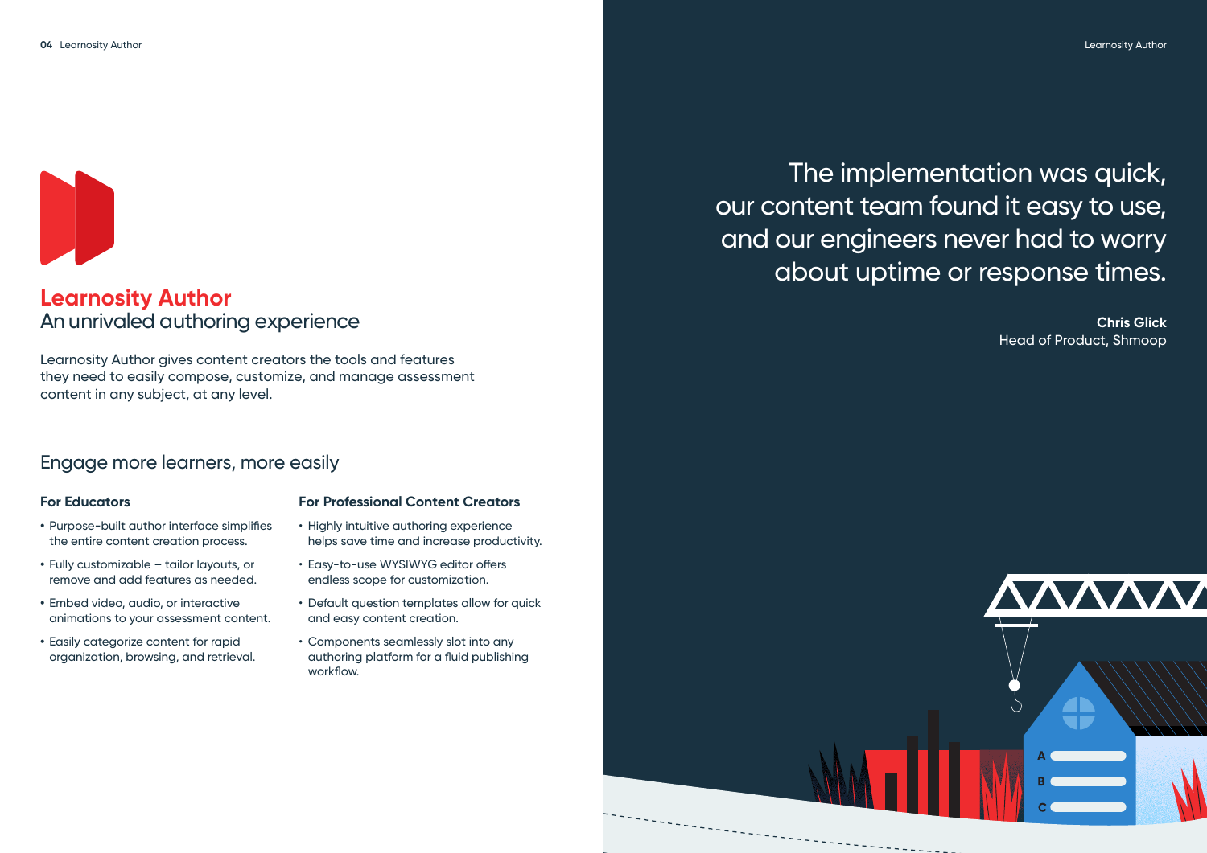# Learnosity Author

## An unrivaled authoring experience

Learnosity Author gives content creators the tools and features they need to easily compose, customize, and manage assessment content in any subject, at any level.

## Engage more learners, more easily

### For Educators

- Purpose-built author interface simplifies the entire content creation process.
- Fully customizable – tailor layouts, or remove and add features as needed.
- Embed video, audio, or interactive animations to your assessment content.
- Easily categorize content for rapid organization, browsing, and retrieval.

### For Professional Content Creators

- Highly intuitive authoring experience helps save time and increase productivity.
- Easy-to-use WYSIWYG editor offers endless scope for customization.
- Default question templates allow for quick and easy content creation.
- Components seamlessly slot into any authoring platform for a fluid publishing workflow.

> The implementation was quick, our content team found it easy to use, and our engineers never had to worry about uptime or response times.
>
> **Chris Glick**
> Head of Product, Shmoop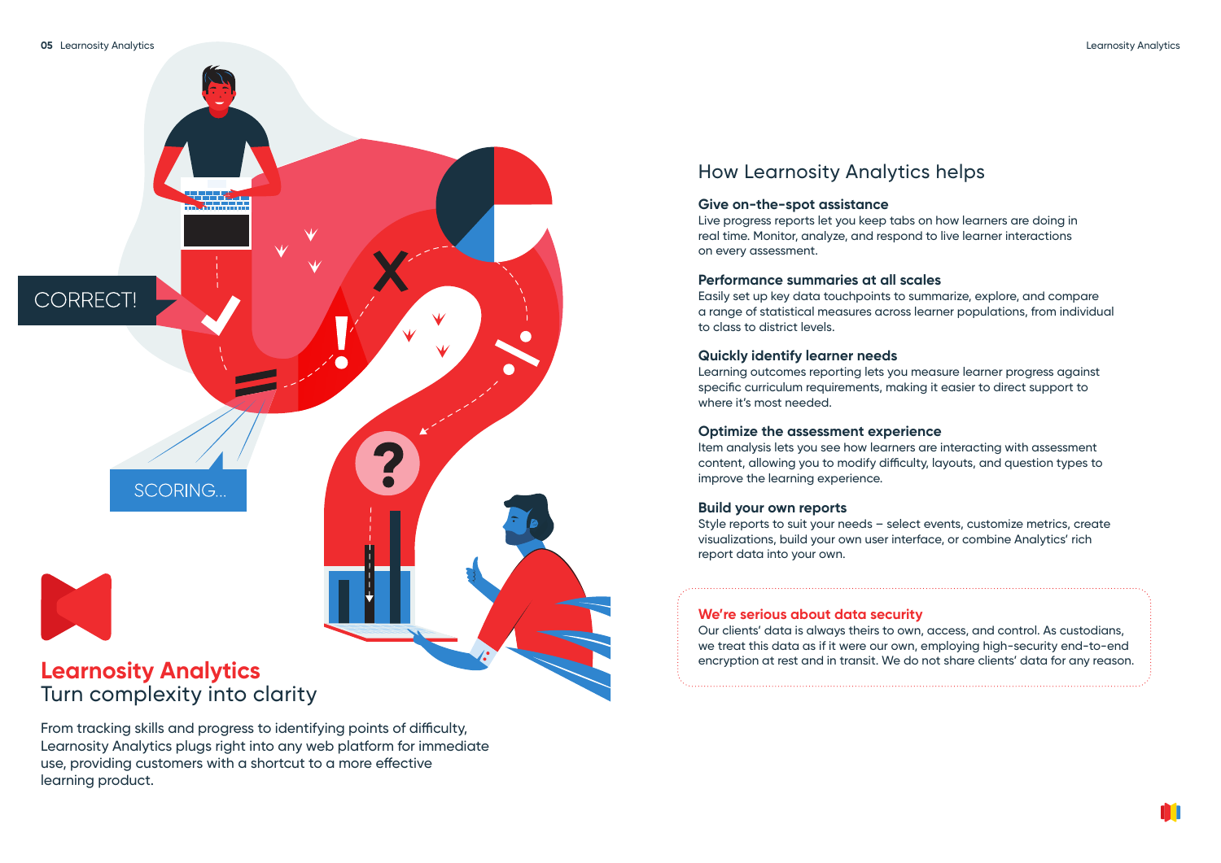## Learnosity Analytics

Turn complexity into clarity

From tracking skills and progress to identifying points of difficulty, Learnosity Analytics plugs right into any web platform for immediate use, providing customers with a shortcut to a more effective learning product.

## How Learnosity Analytics helps

### Give on-the-spot assistance

Live progress reports let you keep tabs on how learners are doing in real time. Monitor, analyze, and respond to live learner interactions on every assessment.

### Performance summaries at all scales

Easily set up key data touchpoints to summarize, explore, and compare a range of statistical measures across learner populations, from individual to class to district levels.

### Quickly identify learner needs

Learning outcomes reporting lets you measure learner progress against specific curriculum requirements, making it easier to direct support to where it's most needed.

### Optimize the assessment experience

Item analysis lets you see how learners are interacting with assessment content, allowing you to modify difficulty, layouts, and question types to improve the learning experience.

### Build your own reports

Style reports to suit your needs – select events, customize metrics, create visualizations, build your own user interface, or combine Analytics' rich report data into your own.

### We're serious about data security

Our clients' data is always theirs to own, access, and control. As custodians, we treat this data as if it were our own, employing high-security end-to-end encryption at rest and in transit. We do not share clients' data for any reason.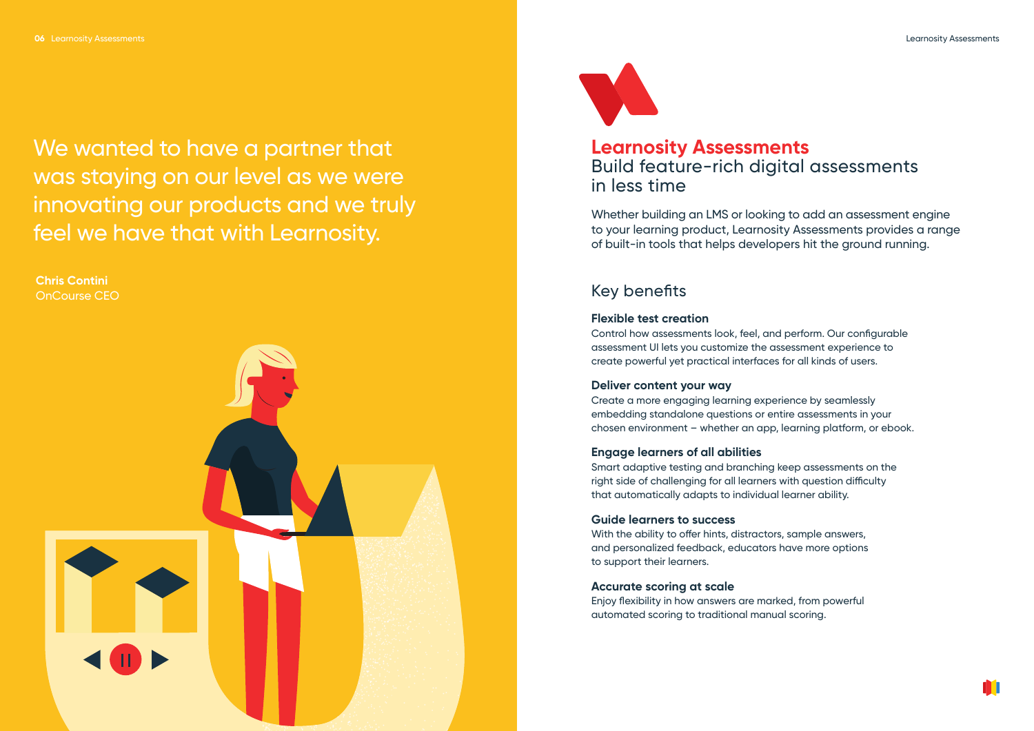We wanted to have a partner that was staying on our level as we were innovating our products and we truly feel we have that with Learnosity.

**Chris Contini**
OnCourse CEO

# Learnosity Assessments

## Build feature-rich digital assessments in less time

Whether building an LMS or looking to add an assessment engine to your learning product, Learnosity Assessments provides a range of built-in tools that helps developers hit the ground running.

## Key benefits

**Flexible test creation**
Control how assessments look, feel, and perform. Our configurable assessment UI lets you customize the assessment experience to create powerful yet practical interfaces for all kinds of users.

**Deliver content your way**
Create a more engaging learning experience by seamlessly embedding standalone questions or entire assessments in your chosen environment – whether an app, learning platform, or ebook.

**Engage learners of all abilities**
Smart adaptive testing and branching keep assessments on the right side of challenging for all learners with question difficulty that automatically adapts to individual learner ability.

**Guide learners to success**
With the ability to offer hints, distractors, sample answers, and personalized feedback, educators have more options to support their learners.

**Accurate scoring at scale**
Enjoy flexibility in how answers are marked, from powerful automated scoring to traditional manual scoring.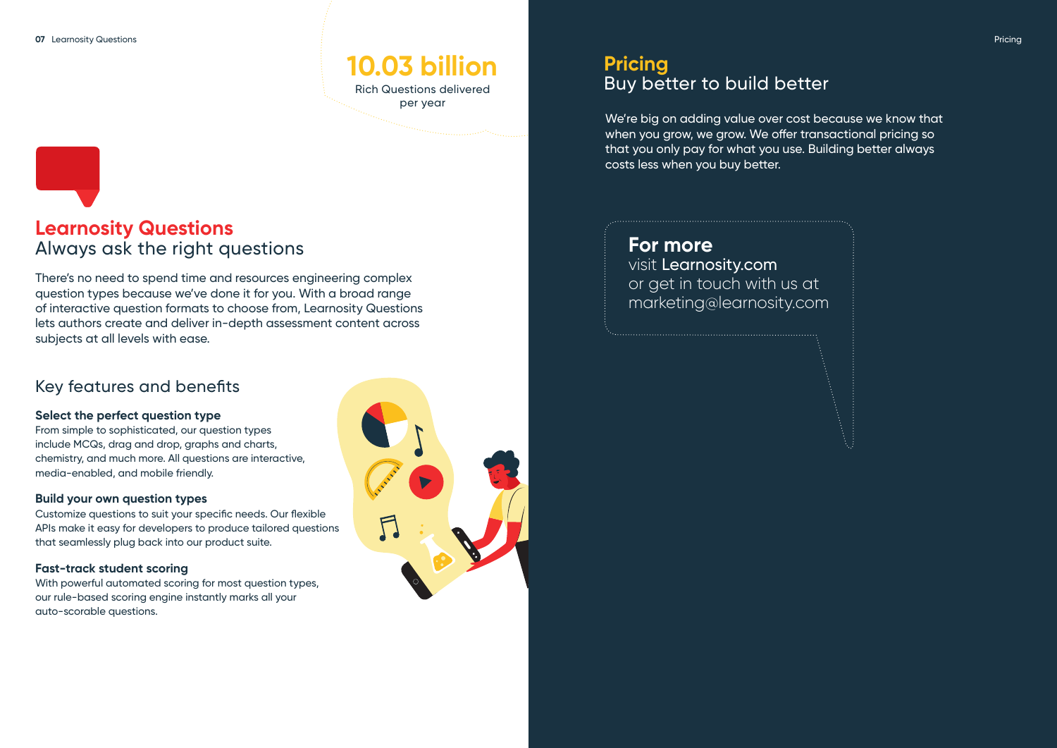**10.03 billion**
Rich Questions delivered per year

## Learnosity Questions
Always ask the right questions

There's no need to spend time and resources engineering complex question types because we've done it for you. With a broad range of interactive question formats to choose from, Learnosity Questions lets authors create and deliver in-depth assessment content across subjects at all levels with ease.

### Key features and benefits

**Select the perfect question type**
From simple to sophisticated, our question types include MCQs, drag and drop, graphs and charts, chemistry, and much more. All questions are interactive, media-enabled, and mobile friendly.

**Build your own question types**
Customize questions to suit your specific needs. Our flexible APIs make it easy for developers to produce tailored questions that seamlessly plug back into our product suite.

**Fast-track student scoring**
With powerful automated scoring for most question types, our rule-based scoring engine instantly marks all your auto-scorable questions.

## Pricing
Buy better to build better

We're big on adding value over cost because we know that when you grow, we grow. We offer transactional pricing so that you only pay for what you use. Building better always costs less when you buy better.

**For more**
visit **Learnosity.com**
or get in touch with us at
marketing@learnosity.com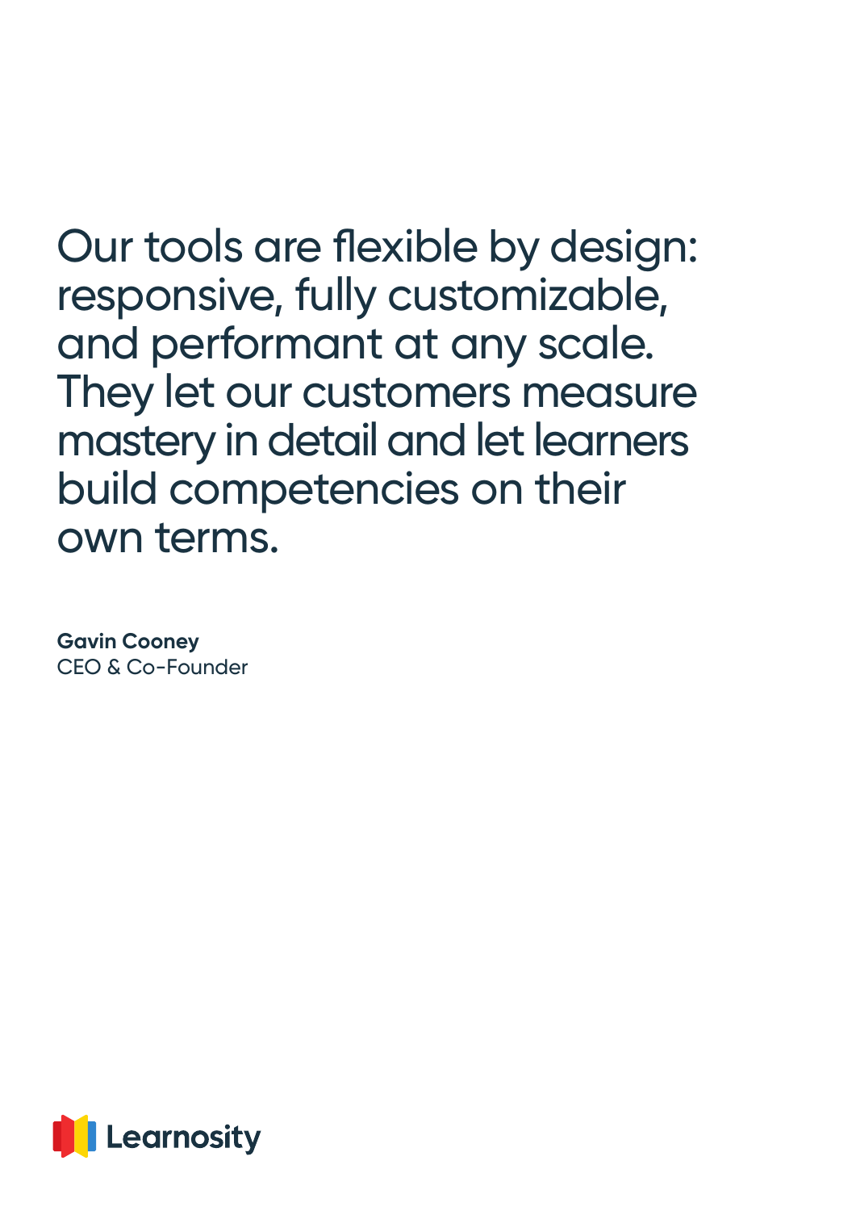Our tools are flexible by design: responsive, fully customizable, and performant at any scale. They let our customers measure mastery in detail and let learners build competencies on their own terms.

**Gavin Cooney**
CEO & Co-Founder

Learnosity